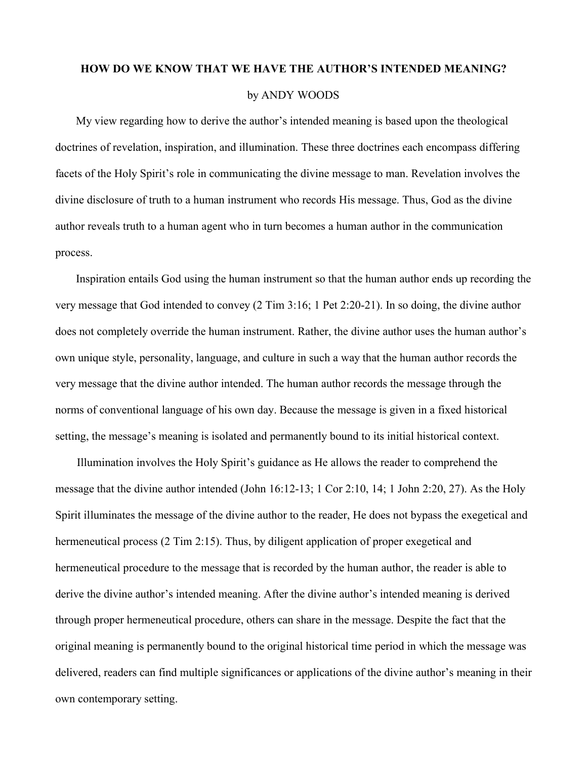# HOW DO WE KNOW THAT WE HAVE THE AUTHOR'S INTENDED MEANING?

by ANDY WOODS

My view regarding how to derive the author's intended meaning is based upon the theological doctrines of revelation, inspiration, and illumination. These three doctrines each encompass differing facets of the Holy Spirit's role in communicating the divine message to man. Revelation involves the divine disclosure of truth to a human instrument who records His message. Thus, God as the divine author reveals truth to a human agent who in turn becomes a human author in the communication process.

Inspiration entails God using the human instrument so that the human author ends up recording the very message that God intended to convey (2 Tim 3:16; 1 Pet 2:20-21). In so doing, the divine author does not completely override the human instrument. Rather, the divine author uses the human author's own unique style, personality, language, and culture in such a way that the human author records the very message that the divine author intended. The human author records the message through the norms of conventional language of his own day. Because the message is given in a fixed historical setting, the message's meaning is isolated and permanently bound to its initial historical context.

Illumination involves the Holy Spirit's guidance as He allows the reader to comprehend the message that the divine author intended (John 16:12-13; 1 Cor 2:10, 14; 1 John 2:20, 27). As the Holy Spirit illuminates the message of the divine author to the reader, He does not bypass the exegetical and hermeneutical process (2 Tim 2:15). Thus, by diligent application of proper exegetical and hermeneutical procedure to the message that is recorded by the human author, the reader is able to derive the divine author's intended meaning. After the divine author's intended meaning is derived through proper hermeneutical procedure, others can share in the message. Despite the fact that the original meaning is permanently bound to the original historical time period in which the message was delivered, readers can find multiple significances or applications of the divine author's meaning in their own contemporary setting.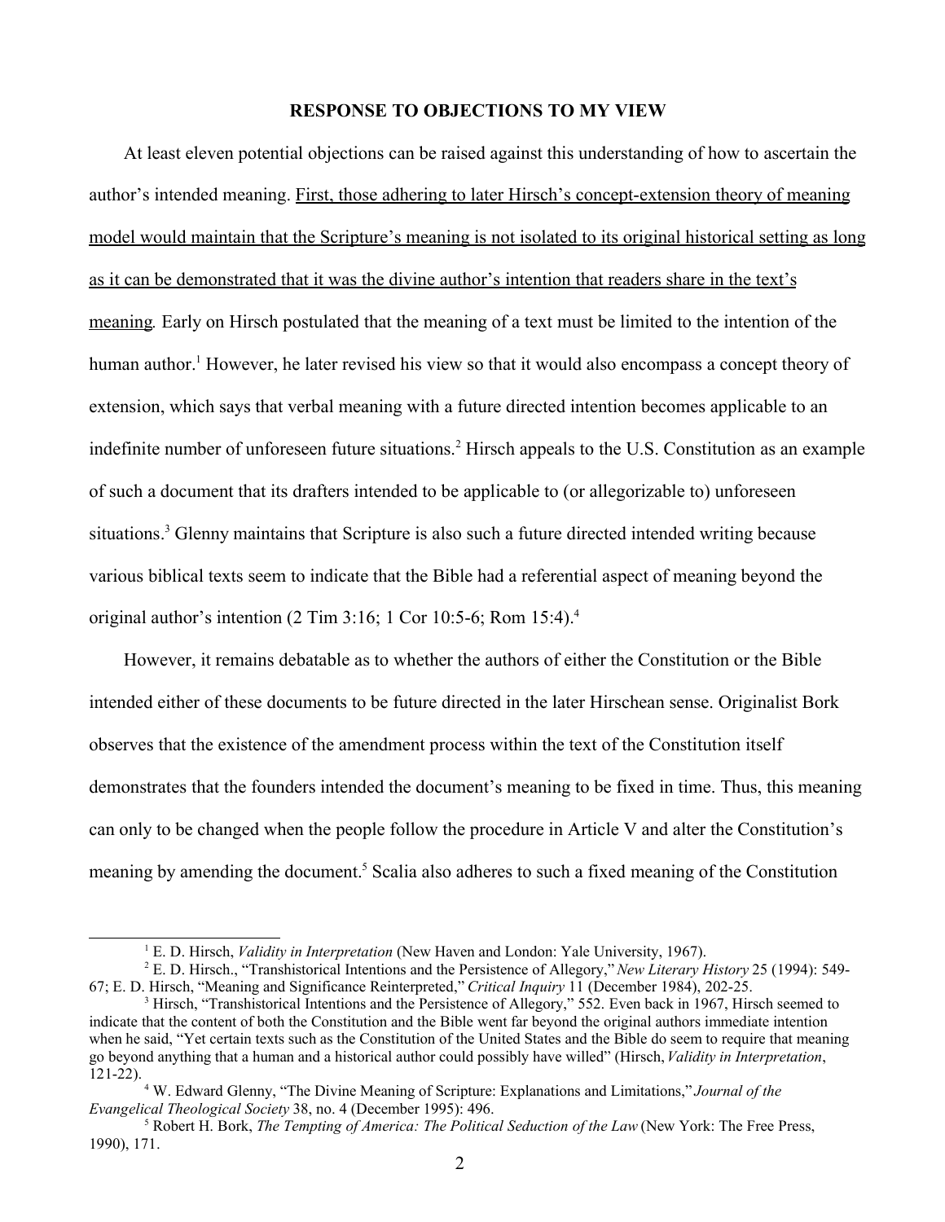**RESPONSE TO OBJECTIONS TO MY VIEW**

At least eleven potential objections can be raised against this understanding of how to ascertain the author's intended meaning. <u>First, those adhering to later Hirsch's concept-extension theory of meaning model would maintain that the Scripture's meaning is not isolated to its original historical setting as long as it can be demonstrated that it was the divine author's intention that readers share in the text's meaning</u>*.* Early on Hirsch postulated that the meaning of a text must be limited to the intention of the human author.[1] However, he later revised his view so that it would also encompass a concept theory of extension, which says that verbal meaning with a future directed intention becomes applicable to an indefinite number of unforeseen future situations.[2] Hirsch appeals to the U.S. Constitution as an example of such a document that its drafters intended to be applicable to (or allegorizable to) unforeseen situations.[3] Glenny maintains that Scripture is also such a future directed intended writing because various biblical texts seem to indicate that the Bible had a referential aspect of meaning beyond the original author's intention (2 Tim 3:16; 1 Cor 10:5-6; Rom 15:4).[4]

However, it remains debatable as to whether the authors of either the Constitution or the Bible intended either of these documents to be future directed in the later Hirschean sense. Originalist Bork observes that the existence of the amendment process within the text of the Constitution itself demonstrates that the founders intended the document's meaning to be fixed in time. Thus, this meaning can only to be changed when the people follow the procedure in Article V and alter the Constitution's meaning by amending the document.[5] Scalia also adheres to such a fixed meaning of the Constitution

---

[1] E. D. Hirsch, *Validity in Interpretation* (New Haven and London: Yale University, 1967).

[2] E. D. Hirsch., "Transhistorical Intentions and the Persistence of Allegory," *New Literary History* 25 (1994): 549-67; E. D. Hirsch, "Meaning and Significance Reinterpreted," *Critical Inquiry* 11 (December 1984), 202-25.

[3] Hirsch, "Transhistorical Intentions and the Persistence of Allegory," 552. Even back in 1967, Hirsch seemed to indicate that the content of both the Constitution and the Bible went far beyond the original authors immediate intention when he said, "Yet certain texts such as the Constitution of the United States and the Bible do seem to require that meaning go beyond anything that a human and a historical author could possibly have willed" (Hirsch, *Validity in Interpretation*, 121-22).

[4] W. Edward Glenny, "The Divine Meaning of Scripture: Explanations and Limitations," *Journal of the Evangelical Theological Society* 38, no. 4 (December 1995): 496.

[5] Robert H. Bork, *The Tempting of America: The Political Seduction of the Law* (New York: The Free Press, 1990), 171.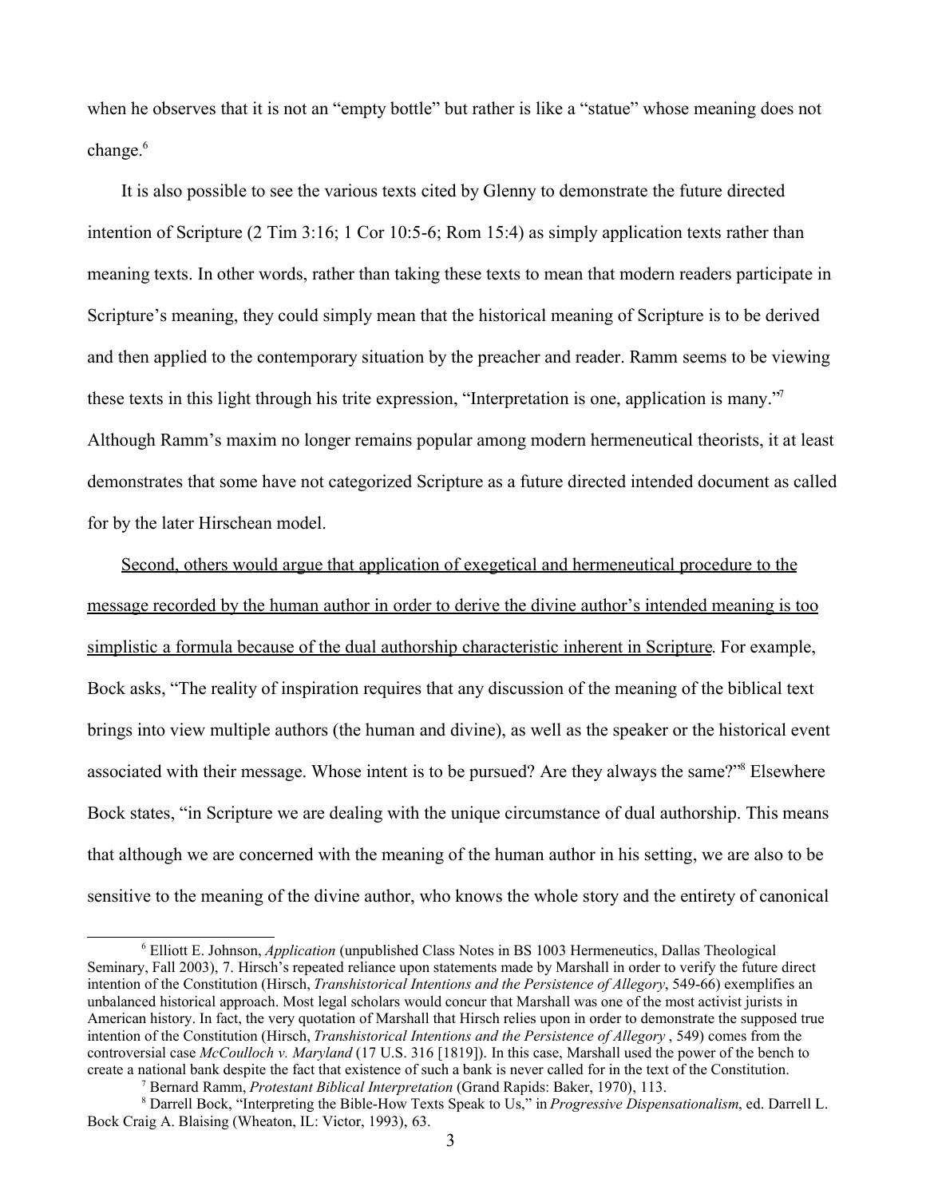when he observes that it is not an "empty bottle" but rather is like a "statue" whose meaning does not change.[6]

It is also possible to see the various texts cited by Glenny to demonstrate the future directed intention of Scripture (2 Tim 3:16; 1 Cor 10:5-6; Rom 15:4) as simply application texts rather than meaning texts. In other words, rather than taking these texts to mean that modern readers participate in Scripture's meaning, they could simply mean that the historical meaning of Scripture is to be derived and then applied to the contemporary situation by the preacher and reader. Ramm seems to be viewing these texts in this light through his trite expression, "Interpretation is one, application is many."[7] Although Ramm's maxim no longer remains popular among modern hermeneutical theorists, it at least demonstrates that some have not categorized Scripture as a future directed intended document as called for by the later Hirschean model.

<u>Second, others would argue that application of exegetical and hermeneutical procedure to the message recorded by the human author in order to derive the divine author's intended meaning is too simplistic a formula because of the dual authorship characteristic inherent in Scripture</u>. For example, Bock asks, "The reality of inspiration requires that any discussion of the meaning of the biblical text brings into view multiple authors (the human and divine), as well as the speaker or the historical event associated with their message. Whose intent is to be pursued? Are they always the same?"[8] Elsewhere Bock states, "in Scripture we are dealing with the unique circumstance of dual authorship. This means that although we are concerned with the meaning of the human author in his setting, we are also to be sensitive to the meaning of the divine author, who knows the whole story and the entirety of canonical

---

[6] Elliott E. Johnson, *Application* (unpublished Class Notes in BS 1003 Hermeneutics, Dallas Theological Seminary, Fall 2003), 7. Hirsch's repeated reliance upon statements made by Marshall in order to verify the future direct intention of the Constitution (Hirsch, *Transhistorical Intentions and the Persistence of Allegory*, 549-66) exemplifies an unbalanced historical approach. Most legal scholars would concur that Marshall was one of the most activist jurists in American history. In fact, the very quotation of Marshall that Hirsch relies upon in order to demonstrate the supposed true intention of the Constitution (Hirsch, *Transhistorical Intentions and the Persistence of Allegory* , 549) comes from the controversial case *McCoulloch v. Maryland* (17 U.S. 316 [1819]). In this case, Marshall used the power of the bench to create a national bank despite the fact that existence of such a bank is never called for in the text of the Constitution.

[7] Bernard Ramm, *Protestant Biblical Interpretation* (Grand Rapids: Baker, 1970), 113.

[8] Darrell Bock, "Interpreting the Bible-How Texts Speak to Us," in *Progressive Dispensationalism*, ed. Darrell L. Bock Craig A. Blaising (Wheaton, IL: Victor, 1993), 63.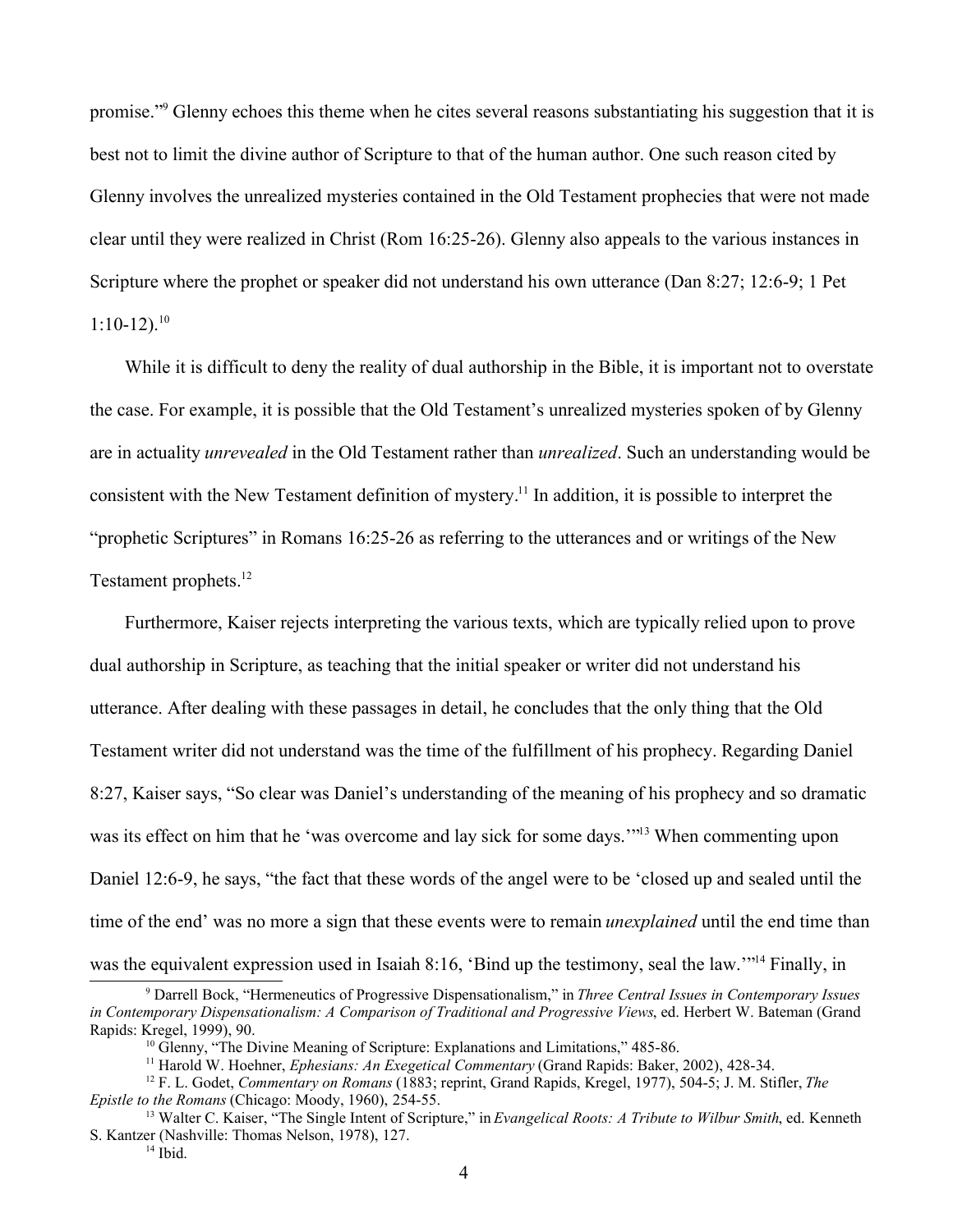promise."[9] Glenny echoes this theme when he cites several reasons substantiating his suggestion that it is best not to limit the divine author of Scripture to that of the human author. One such reason cited by Glenny involves the unrealized mysteries contained in the Old Testament prophecies that were not made clear until they were realized in Christ (Rom 16:25-26). Glenny also appeals to the various instances in Scripture where the prophet or speaker did not understand his own utterance (Dan 8:27; 12:6-9; 1 Pet 1:10-12).[10]

While it is difficult to deny the reality of dual authorship in the Bible, it is important not to overstate the case. For example, it is possible that the Old Testament's unrealized mysteries spoken of by Glenny are in actuality *unrevealed* in the Old Testament rather than *unrealized*. Such an understanding would be consistent with the New Testament definition of mystery.[11] In addition, it is possible to interpret the "prophetic Scriptures" in Romans 16:25-26 as referring to the utterances and or writings of the New Testament prophets.[12]

Furthermore, Kaiser rejects interpreting the various texts, which are typically relied upon to prove dual authorship in Scripture, as teaching that the initial speaker or writer did not understand his utterance. After dealing with these passages in detail, he concludes that the only thing that the Old Testament writer did not understand was the time of the fulfillment of his prophecy. Regarding Daniel 8:27, Kaiser says, "So clear was Daniel's understanding of the meaning of his prophecy and so dramatic was its effect on him that he 'was overcome and lay sick for some days.'"[13] When commenting upon Daniel 12:6-9, he says, "the fact that these words of the angel were to be 'closed up and sealed until the time of the end' was no more a sign that these events were to remain *unexplained* until the end time than was the equivalent expression used in Isaiah 8:16, 'Bind up the testimony, seal the law.'"[14] Finally, in

---

[9] Darrell Bock, "Hermeneutics of Progressive Dispensationalism," in *Three Central Issues in Contemporary Issues in Contemporary Dispensationalism: A Comparison of Traditional and Progressive Views*, ed. Herbert W. Bateman (Grand Rapids: Kregel, 1999), 90.

[10] Glenny, "The Divine Meaning of Scripture: Explanations and Limitations," 485-86.

[11] Harold W. Hoehner, *Ephesians: An Exegetical Commentary* (Grand Rapids: Baker, 2002), 428-34.

[12] F. L. Godet, *Commentary on Romans* (1883; reprint, Grand Rapids, Kregel, 1977), 504-5; J. M. Stifler, *The Epistle to the Romans* (Chicago: Moody, 1960), 254-55.

[13] Walter C. Kaiser, "The Single Intent of Scripture," in *Evangelical Roots: A Tribute to Wilbur Smith*, ed. Kenneth S. Kantzer (Nashville: Thomas Nelson, 1978), 127.

[14] Ibid.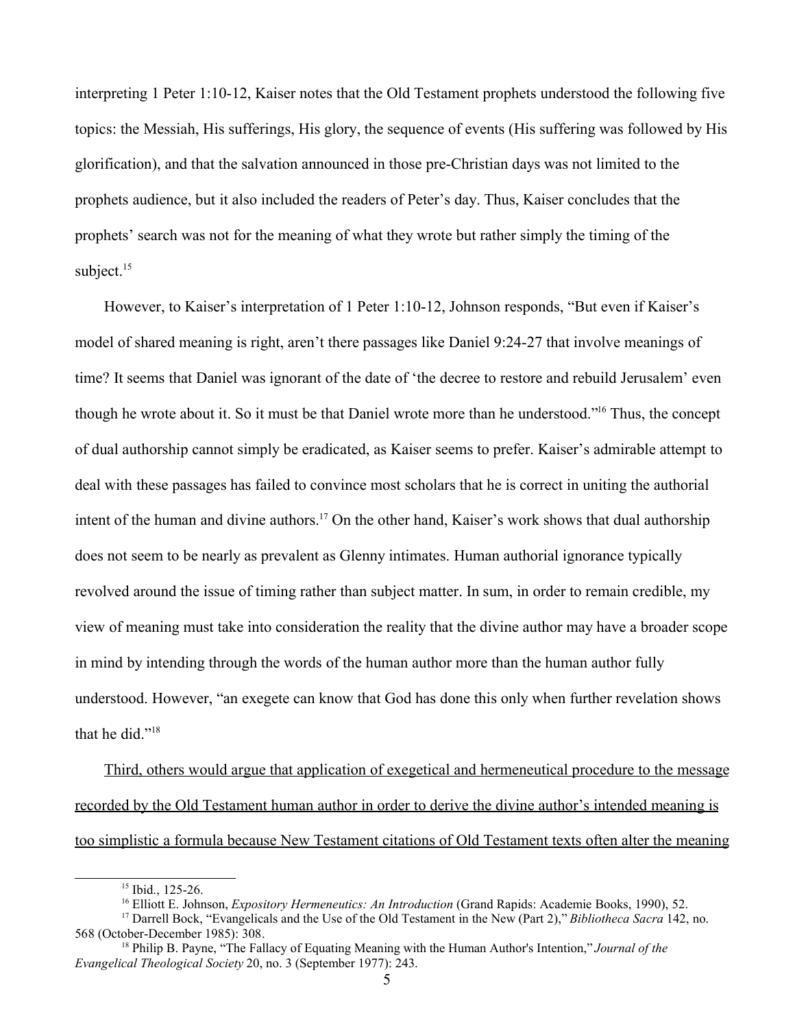interpreting 1 Peter 1:10-12, Kaiser notes that the Old Testament prophets understood the following five topics: the Messiah, His sufferings, His glory, the sequence of events (His suffering was followed by His glorification), and that the salvation announced in those pre-Christian days was not limited to the prophets audience, but it also included the readers of Peter's day. Thus, Kaiser concludes that the prophets' search was not for the meaning of what they wrote but rather simply the timing of the subject.[15]

However, to Kaiser's interpretation of 1 Peter 1:10-12, Johnson responds, "But even if Kaiser's model of shared meaning is right, aren't there passages like Daniel 9:24-27 that involve meanings of time? It seems that Daniel was ignorant of the date of 'the decree to restore and rebuild Jerusalem' even though he wrote about it. So it must be that Daniel wrote more than he understood."[16] Thus, the concept of dual authorship cannot simply be eradicated, as Kaiser seems to prefer. Kaiser's admirable attempt to deal with these passages has failed to convince most scholars that he is correct in uniting the authorial intent of the human and divine authors.[17] On the other hand, Kaiser's work shows that dual authorship does not seem to be nearly as prevalent as Glenny intimates. Human authorial ignorance typically revolved around the issue of timing rather than subject matter. In sum, in order to remain credible, my view of meaning must take into consideration the reality that the divine author may have a broader scope in mind by intending through the words of the human author more than the human author fully understood. However, "an exegete can know that God has done this only when further revelation shows that he did."[18]

<u>Third, others would argue that application of exegetical and hermeneutical procedure to the message recorded by the Old Testament human author in order to derive the divine author's intended meaning is too simplistic a formula because New Testament citations of Old Testament texts often alter the meaning</u>

---

[15] Ibid., 125-26.

[16] Elliott E. Johnson, *Expository Hermeneutics: An Introduction* (Grand Rapids: Academie Books, 1990), 52.

[17] Darrell Bock, "Evangelicals and the Use of the Old Testament in the New (Part 2)," *Bibliotheca Sacra* 142, no. 568 (October-December 1985): 308.

[18] Philip B. Payne, "The Fallacy of Equating Meaning with the Human Author's Intention," *Journal of the Evangelical Theological Society* 20, no. 3 (September 1977): 243.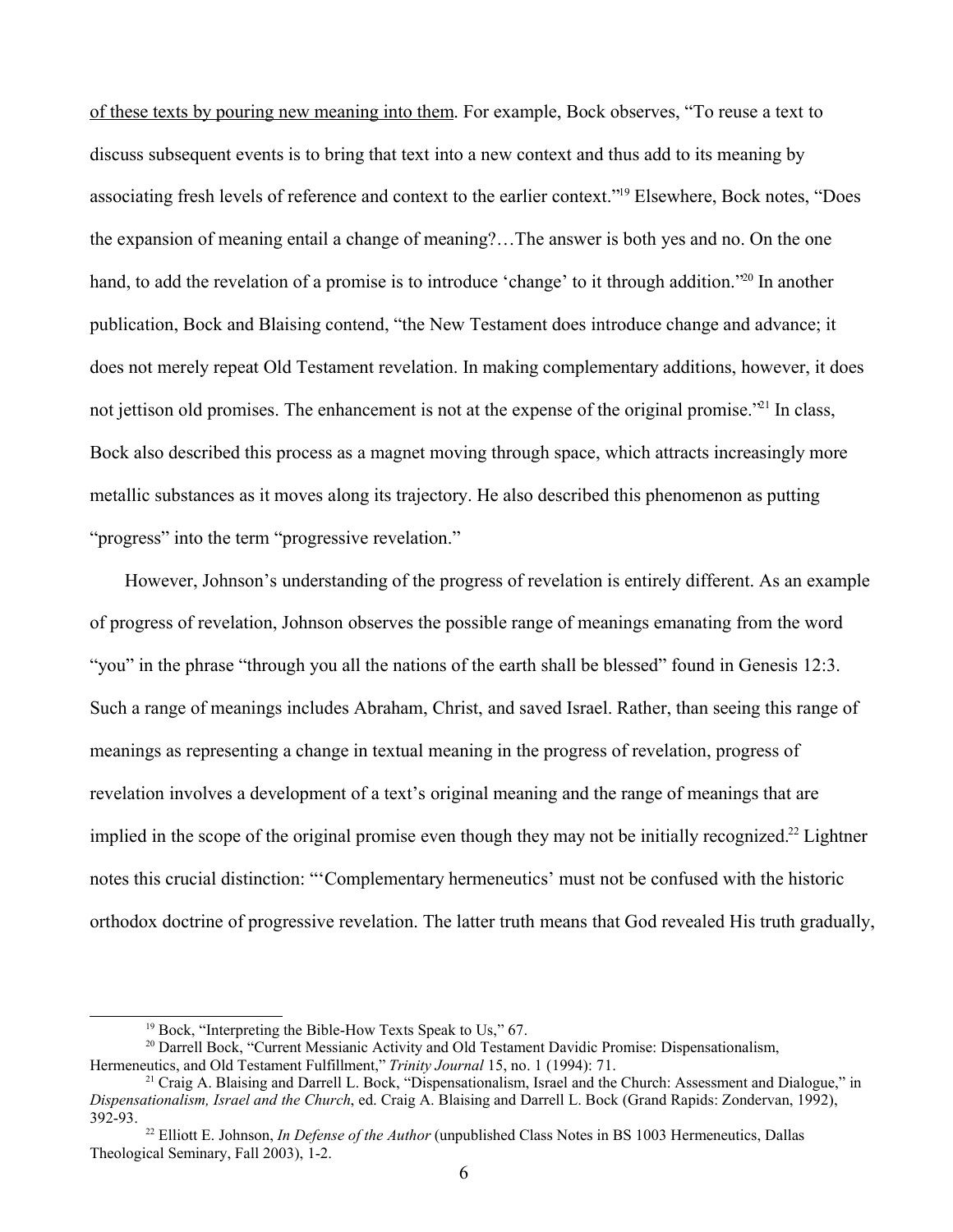<u>of these texts by pouring new meaning into them</u>. For example, Bock observes, "To reuse a text to discuss subsequent events is to bring that text into a new context and thus add to its meaning by associating fresh levels of reference and context to the earlier context."[19] Elsewhere, Bock notes, "Does the expansion of meaning entail a change of meaning?…The answer is both yes and no. On the one hand, to add the revelation of a promise is to introduce 'change' to it through addition."[20] In another publication, Bock and Blaising contend, "the New Testament does introduce change and advance; it does not merely repeat Old Testament revelation. In making complementary additions, however, it does not jettison old promises. The enhancement is not at the expense of the original promise."[21] In class, Bock also described this process as a magnet moving through space, which attracts increasingly more metallic substances as it moves along its trajectory. He also described this phenomenon as putting "progress" into the term "progressive revelation."

However, Johnson's understanding of the progress of revelation is entirely different. As an example of progress of revelation, Johnson observes the possible range of meanings emanating from the word "you" in the phrase "through you all the nations of the earth shall be blessed" found in Genesis 12:3. Such a range of meanings includes Abraham, Christ, and saved Israel. Rather, than seeing this range of meanings as representing a change in textual meaning in the progress of revelation, progress of revelation involves a development of a text's original meaning and the range of meanings that are implied in the scope of the original promise even though they may not be initially recognized.[22] Lightner notes this crucial distinction: "'Complementary hermeneutics' must not be confused with the historic orthodox doctrine of progressive revelation. The latter truth means that God revealed His truth gradually,

---

[19] Bock, "Interpreting the Bible-How Texts Speak to Us," 67.

[20] Darrell Bock, "Current Messianic Activity and Old Testament Davidic Promise: Dispensationalism, Hermeneutics, and Old Testament Fulfillment," *Trinity Journal* 15, no. 1 (1994): 71.

[21] Craig A. Blaising and Darrell L. Bock, "Dispensationalism, Israel and the Church: Assessment and Dialogue," in *Dispensationalism, Israel and the Church*, ed. Craig A. Blaising and Darrell L. Bock (Grand Rapids: Zondervan, 1992), 392-93.

[22] Elliott E. Johnson, *In Defense of the Author* (unpublished Class Notes in BS 1003 Hermeneutics, Dallas Theological Seminary, Fall 2003), 1-2.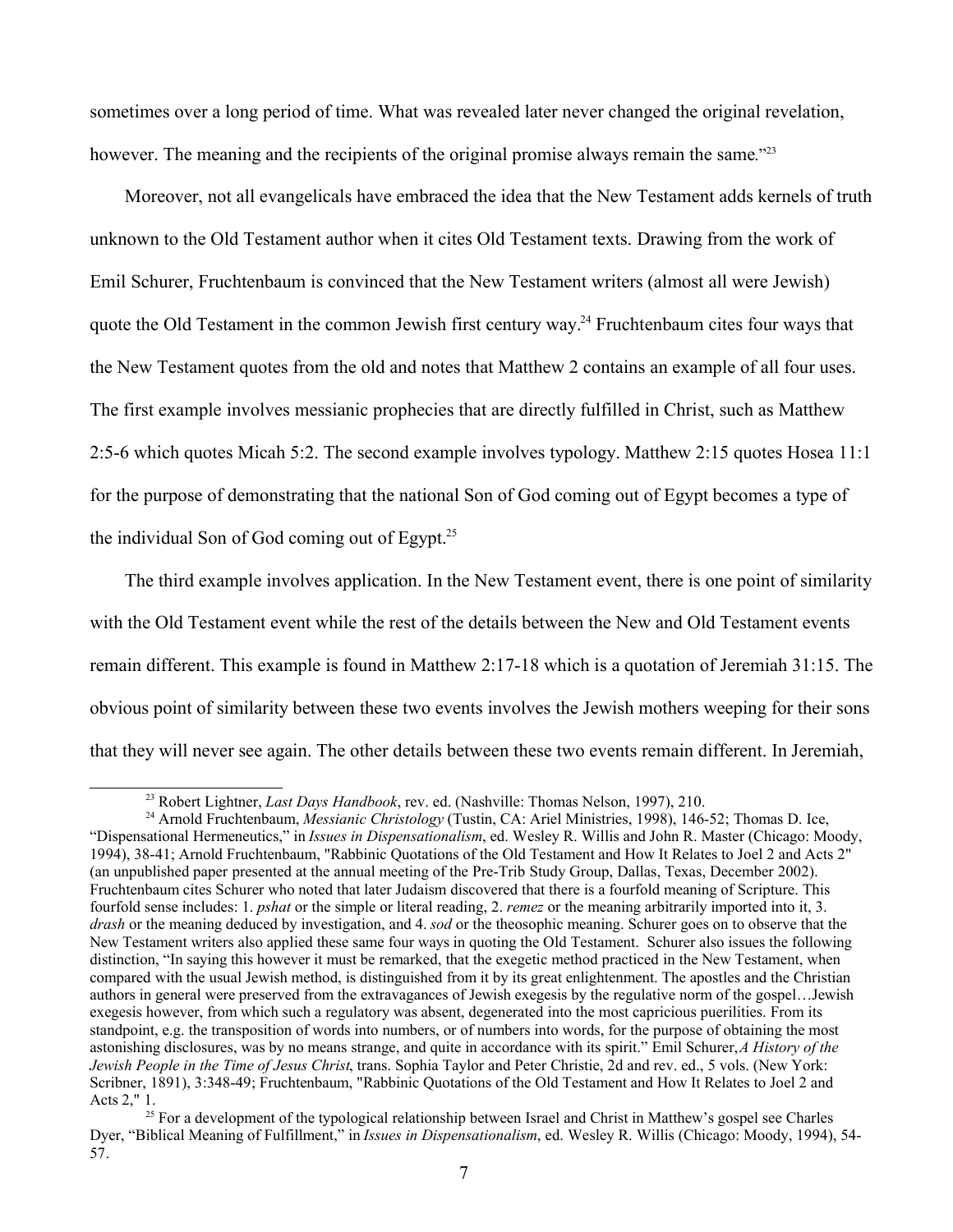sometimes over a long period of time. What was revealed later never changed the original revelation, however. The meaning and the recipients of the original promise always remain the same."[23]

Moreover, not all evangelicals have embraced the idea that the New Testament adds kernels of truth unknown to the Old Testament author when it cites Old Testament texts. Drawing from the work of Emil Schurer, Fruchtenbaum is convinced that the New Testament writers (almost all were Jewish) quote the Old Testament in the common Jewish first century way.[24] Fruchtenbaum cites four ways that the New Testament quotes from the old and notes that Matthew 2 contains an example of all four uses. The first example involves messianic prophecies that are directly fulfilled in Christ, such as Matthew 2:5-6 which quotes Micah 5:2. The second example involves typology. Matthew 2:15 quotes Hosea 11:1 for the purpose of demonstrating that the national Son of God coming out of Egypt becomes a type of the individual Son of God coming out of Egypt.[25]

The third example involves application. In the New Testament event, there is one point of similarity with the Old Testament event while the rest of the details between the New and Old Testament events remain different. This example is found in Matthew 2:17-18 which is a quotation of Jeremiah 31:15. The obvious point of similarity between these two events involves the Jewish mothers weeping for their sons that they will never see again. The other details between these two events remain different. In Jeremiah,

---

[23] Robert Lightner, *Last Days Handbook*, rev. ed. (Nashville: Thomas Nelson, 1997), 210.

[24] Arnold Fruchtenbaum, *Messianic Christology* (Tustin, CA: Ariel Ministries, 1998), 146-52; Thomas D. Ice, "Dispensational Hermeneutics," in *Issues in Dispensationalism*, ed. Wesley R. Willis and John R. Master (Chicago: Moody, 1994), 38-41; Arnold Fruchtenbaum, "Rabbinic Quotations of the Old Testament and How It Relates to Joel 2 and Acts 2" (an unpublished paper presented at the annual meeting of the Pre-Trib Study Group, Dallas, Texas, December 2002). Fruchtenbaum cites Schurer who noted that later Judaism discovered that there is a fourfold meaning of Scripture. This fourfold sense includes: 1. *pshat* or the simple or literal reading, 2. *remez* or the meaning arbitrarily imported into it, 3. *drash* or the meaning deduced by investigation, and 4. *sod* or the theosophic meaning. Schurer goes on to observe that the New Testament writers also applied these same four ways in quoting the Old Testament. Schurer also issues the following distinction, "In saying this however it must be remarked, that the exegetic method practiced in the New Testament, when compared with the usual Jewish method, is distinguished from it by its great enlightenment. The apostles and the Christian authors in general were preserved from the extravagances of Jewish exegesis by the regulative norm of the gospel…Jewish exegesis however, from which such a regulatory was absent, degenerated into the most capricious puerilities. From its standpoint, e.g. the transposition of words into numbers, or of numbers into words, for the purpose of obtaining the most astonishing disclosures, was by no means strange, and quite in accordance with its spirit." Emil Schurer, *A History of the Jewish People in the Time of Jesus Christ*, trans. Sophia Taylor and Peter Christie, 2d and rev. ed., 5 vols. (New York: Scribner, 1891), 3:348-49; Fruchtenbaum, "Rabbinic Quotations of the Old Testament and How It Relates to Joel 2 and Acts 2," 1.

[25] For a development of the typological relationship between Israel and Christ in Matthew's gospel see Charles Dyer, "Biblical Meaning of Fulfillment," in *Issues in Dispensationalism*, ed. Wesley R. Willis (Chicago: Moody, 1994), 54-57.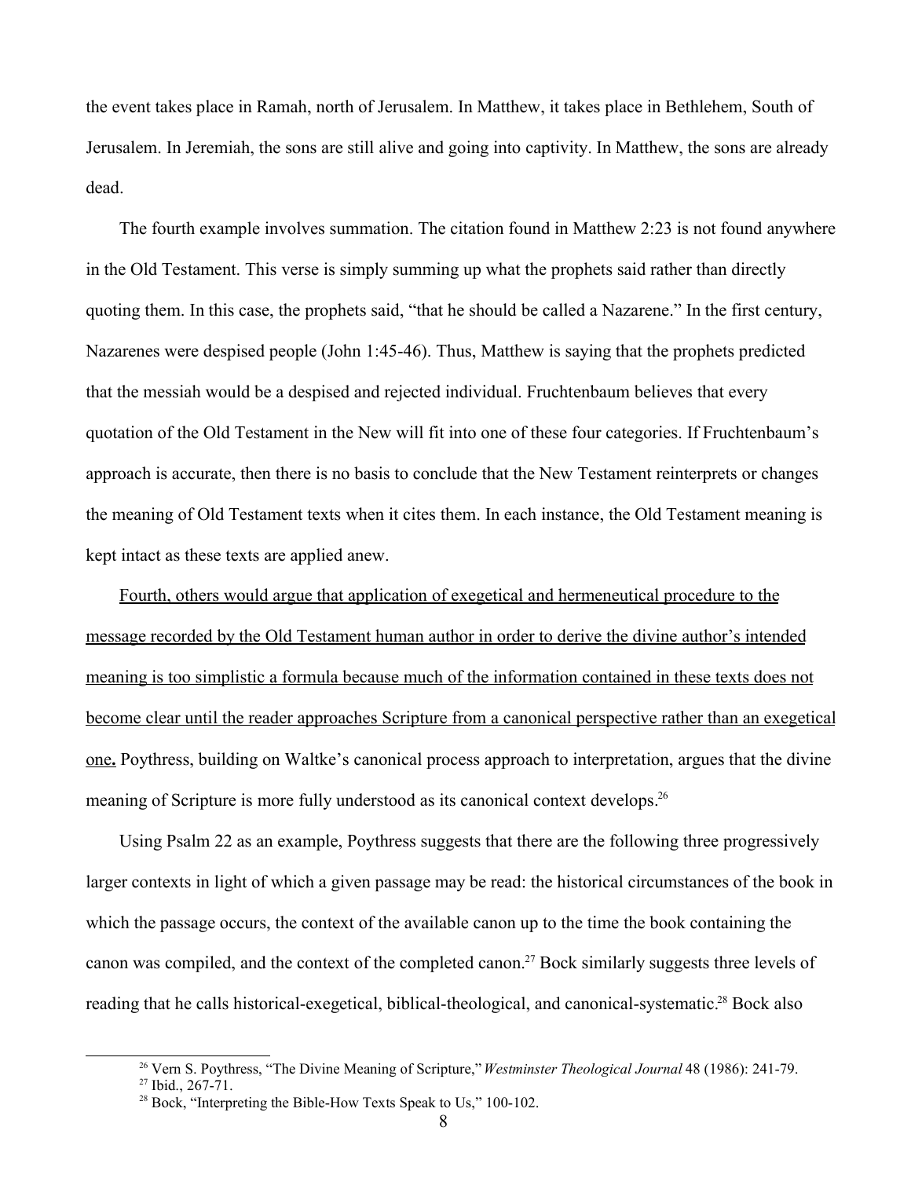the event takes place in Ramah, north of Jerusalem. In Matthew, it takes place in Bethlehem, South of Jerusalem. In Jeremiah, the sons are still alive and going into captivity. In Matthew, the sons are already dead.

The fourth example involves summation. The citation found in Matthew 2:23 is not found anywhere in the Old Testament. This verse is simply summing up what the prophets said rather than directly quoting them. In this case, the prophets said, "that he should be called a Nazarene." In the first century, Nazarenes were despised people (John 1:45-46). Thus, Matthew is saying that the prophets predicted that the messiah would be a despised and rejected individual. Fruchtenbaum believes that every quotation of the Old Testament in the New will fit into one of these four categories. If Fruchtenbaum's approach is accurate, then there is no basis to conclude that the New Testament reinterprets or changes the meaning of Old Testament texts when it cites them. In each instance, the Old Testament meaning is kept intact as these texts are applied anew.

<u>Fourth, others would argue that application of exegetical and hermeneutical procedure to the message recorded by the Old Testament human author in order to derive the divine author's intended meaning is too simplistic a formula because much of the information contained in these texts does not become clear until the reader approaches Scripture from a canonical perspective rather than an exegetical one</u>**.** Poythress, building on Waltke's canonical process approach to interpretation, argues that the divine meaning of Scripture is more fully understood as its canonical context develops.[26]

Using Psalm 22 as an example, Poythress suggests that there are the following three progressively larger contexts in light of which a given passage may be read: the historical circumstances of the book in which the passage occurs, the context of the available canon up to the time the book containing the canon was compiled, and the context of the completed canon.[27] Bock similarly suggests three levels of reading that he calls historical-exegetical, biblical-theological, and canonical-systematic.[28] Bock also

---

[26] Vern S. Poythress, "The Divine Meaning of Scripture," *Westminster Theological Journal* 48 (1986): 241-79.

[27] Ibid., 267-71.

[28] Bock, "Interpreting the Bible-How Texts Speak to Us," 100-102.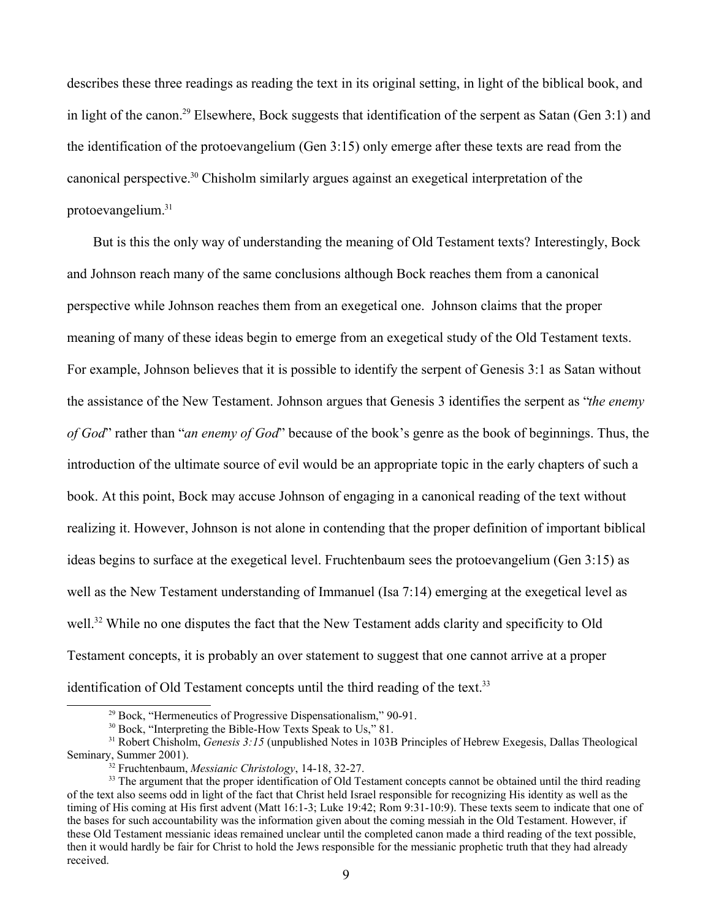describes these three readings as reading the text in its original setting, in light of the biblical book, and in light of the canon.[29] Elsewhere, Bock suggests that identification of the serpent as Satan (Gen 3:1) and the identification of the protoevangelium (Gen 3:15) only emerge after these texts are read from the canonical perspective.[30] Chisholm similarly argues against an exegetical interpretation of the protoevangelium.[31]

But is this the only way of understanding the meaning of Old Testament texts? Interestingly, Bock and Johnson reach many of the same conclusions although Bock reaches them from a canonical perspective while Johnson reaches them from an exegetical one. Johnson claims that the proper meaning of many of these ideas begin to emerge from an exegetical study of the Old Testament texts. For example, Johnson believes that it is possible to identify the serpent of Genesis 3:1 as Satan without the assistance of the New Testament. Johnson argues that Genesis 3 identifies the serpent as "*the enemy of God*" rather than "*an enemy of God*" because of the book's genre as the book of beginnings. Thus, the introduction of the ultimate source of evil would be an appropriate topic in the early chapters of such a book. At this point, Bock may accuse Johnson of engaging in a canonical reading of the text without realizing it. However, Johnson is not alone in contending that the proper definition of important biblical ideas begins to surface at the exegetical level. Fruchtenbaum sees the protoevangelium (Gen 3:15) as well as the New Testament understanding of Immanuel (Isa 7:14) emerging at the exegetical level as well.[32] While no one disputes the fact that the New Testament adds clarity and specificity to Old Testament concepts, it is probably an over statement to suggest that one cannot arrive at a proper identification of Old Testament concepts until the third reading of the text.[33]

---

[29] Bock, "Hermeneutics of Progressive Dispensationalism," 90-91.

[30] Bock, "Interpreting the Bible-How Texts Speak to Us," 81.

[31] Robert Chisholm, *Genesis 3:15* (unpublished Notes in 103B Principles of Hebrew Exegesis, Dallas Theological Seminary, Summer 2001).

[32] Fruchtenbaum, *Messianic Christology*, 14-18, 32-27.

[33] The argument that the proper identification of Old Testament concepts cannot be obtained until the third reading of the text also seems odd in light of the fact that Christ held Israel responsible for recognizing His identity as well as the timing of His coming at His first advent (Matt 16:1-3; Luke 19:42; Rom 9:31-10:9). These texts seem to indicate that one of the bases for such accountability was the information given about the coming messiah in the Old Testament. However, if these Old Testament messianic ideas remained unclear until the completed canon made a third reading of the text possible, then it would hardly be fair for Christ to hold the Jews responsible for the messianic prophetic truth that they had already received.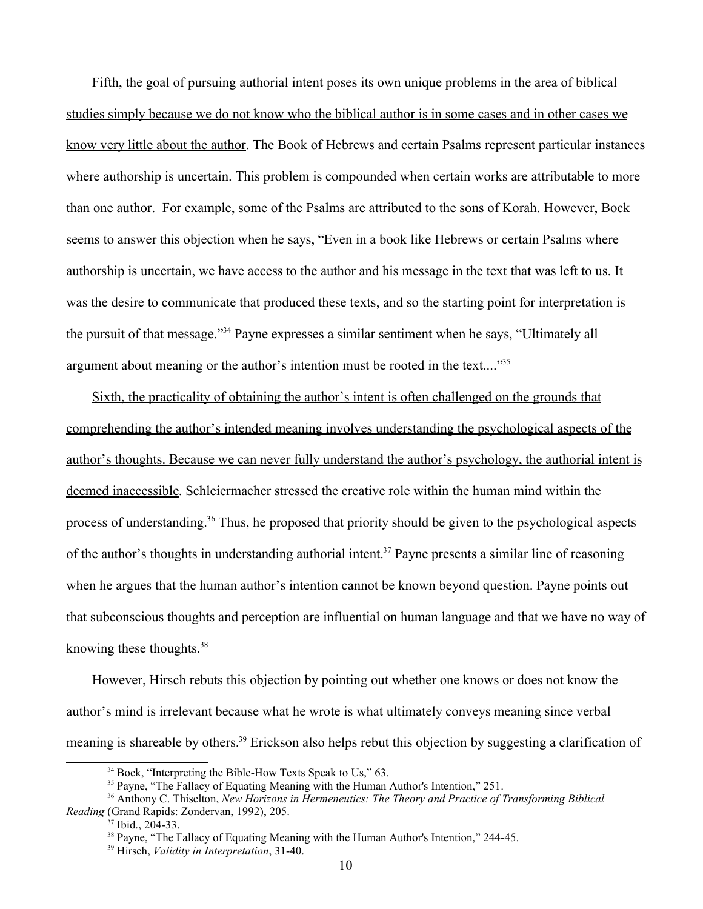Fifth, the goal of pursuing authorial intent poses its own unique problems in the area of biblical studies simply because we do not know who the biblical author is in some cases and in other cases we know very little about the author. The Book of Hebrews and certain Psalms represent particular instances where authorship is uncertain. This problem is compounded when certain works are attributable to more than one author. For example, some of the Psalms are attributed to the sons of Korah. However, Bock seems to answer this objection when he says, "Even in a book like Hebrews or certain Psalms where authorship is uncertain, we have access to the author and his message in the text that was left to us. It was the desire to communicate that produced these texts, and so the starting point for interpretation is the pursuit of that message."[34] Payne expresses a similar sentiment when he says, "Ultimately all argument about meaning or the author's intention must be rooted in the text...."[35]

Sixth, the practicality of obtaining the author's intent is often challenged on the grounds that comprehending the author's intended meaning involves understanding the psychological aspects of the author's thoughts. Because we can never fully understand the author's psychology, the authorial intent is deemed inaccessible. Schleiermacher stressed the creative role within the human mind within the process of understanding.[36] Thus, he proposed that priority should be given to the psychological aspects of the author's thoughts in understanding authorial intent.[37] Payne presents a similar line of reasoning when he argues that the human author's intention cannot be known beyond question. Payne points out that subconscious thoughts and perception are influential on human language and that we have no way of knowing these thoughts.[38]

However, Hirsch rebuts this objection by pointing out whether one knows or does not know the author's mind is irrelevant because what he wrote is what ultimately conveys meaning since verbal meaning is shareable by others.[39] Erickson also helps rebut this objection by suggesting a clarification of

---

[34] Bock, "Interpreting the Bible-How Texts Speak to Us," 63.

[35] Payne, "The Fallacy of Equating Meaning with the Human Author's Intention," 251.

[36] Anthony C. Thiselton, *New Horizons in Hermeneutics: The Theory and Practice of Transforming Biblical Reading* (Grand Rapids: Zondervan, 1992), 205.

[37] Ibid., 204-33.

[38] Payne, "The Fallacy of Equating Meaning with the Human Author's Intention," 244-45.

[39] Hirsch, *Validity in Interpretation*, 31-40.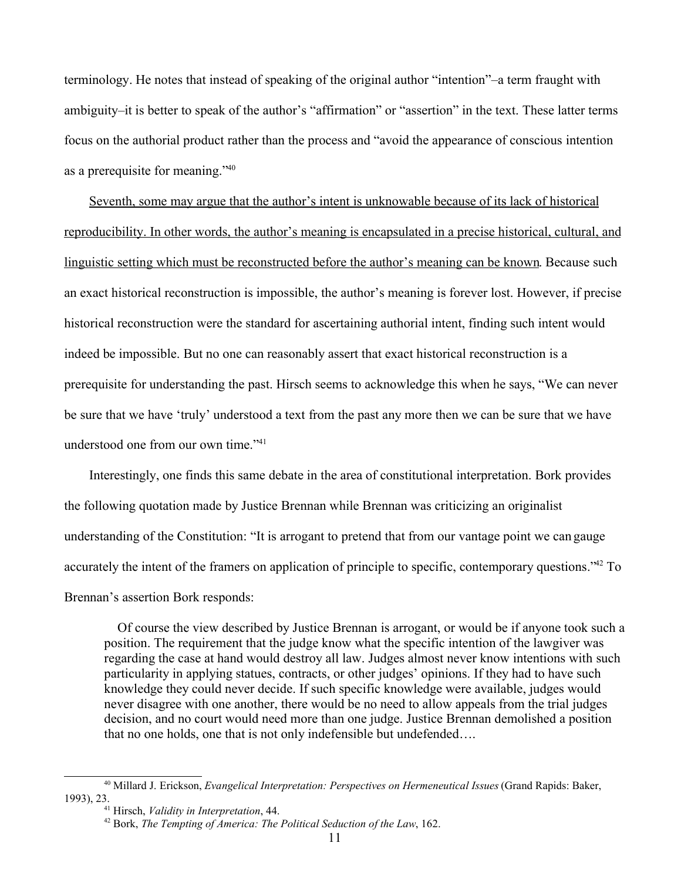terminology. He notes that instead of speaking of the original author "intention"–a term fraught with ambiguity–it is better to speak of the author's "affirmation" or "assertion" in the text. These latter terms focus on the authorial product rather than the process and "avoid the appearance of conscious intention as a prerequisite for meaning."[40]

<u>Seventh, some may argue that the author's intent is unknowable because of its lack of historical reproducibility. In other words, the author's meaning is encapsulated in a precise historical, cultural, and linguistic setting which must be reconstructed before the author's meaning can be known</u>. Because such an exact historical reconstruction is impossible, the author's meaning is forever lost. However, if precise historical reconstruction were the standard for ascertaining authorial intent, finding such intent would indeed be impossible. But no one can reasonably assert that exact historical reconstruction is a prerequisite for understanding the past. Hirsch seems to acknowledge this when he says, "We can never be sure that we have 'truly' understood a text from the past any more then we can be sure that we have understood one from our own time."[41]

Interestingly, one finds this same debate in the area of constitutional interpretation. Bork provides the following quotation made by Justice Brennan while Brennan was criticizing an originalist understanding of the Constitution: "It is arrogant to pretend that from our vantage point we can gauge accurately the intent of the framers on application of principle to specific, contemporary questions."[42] To Brennan's assertion Bork responds:

> Of course the view described by Justice Brennan is arrogant, or would be if anyone took such a position. The requirement that the judge know what the specific intention of the lawgiver was regarding the case at hand would destroy all law. Judges almost never know intentions with such particularity in applying statues, contracts, or other judges' opinions. If they had to have such knowledge they could never decide. If such specific knowledge were available, judges would never disagree with one another, there would be no need to allow appeals from the trial judges decision, and no court would need more than one judge. Justice Brennan demolished a position that no one holds, one that is not only indefensible but undefended….

---

[40] Millard J. Erickson, *Evangelical Interpretation: Perspectives on Hermeneutical Issues* (Grand Rapids: Baker, 1993), 23.

[41] Hirsch, *Validity in Interpretation*, 44.

[42] Bork, *The Tempting of America: The Political Seduction of the Law*, 162.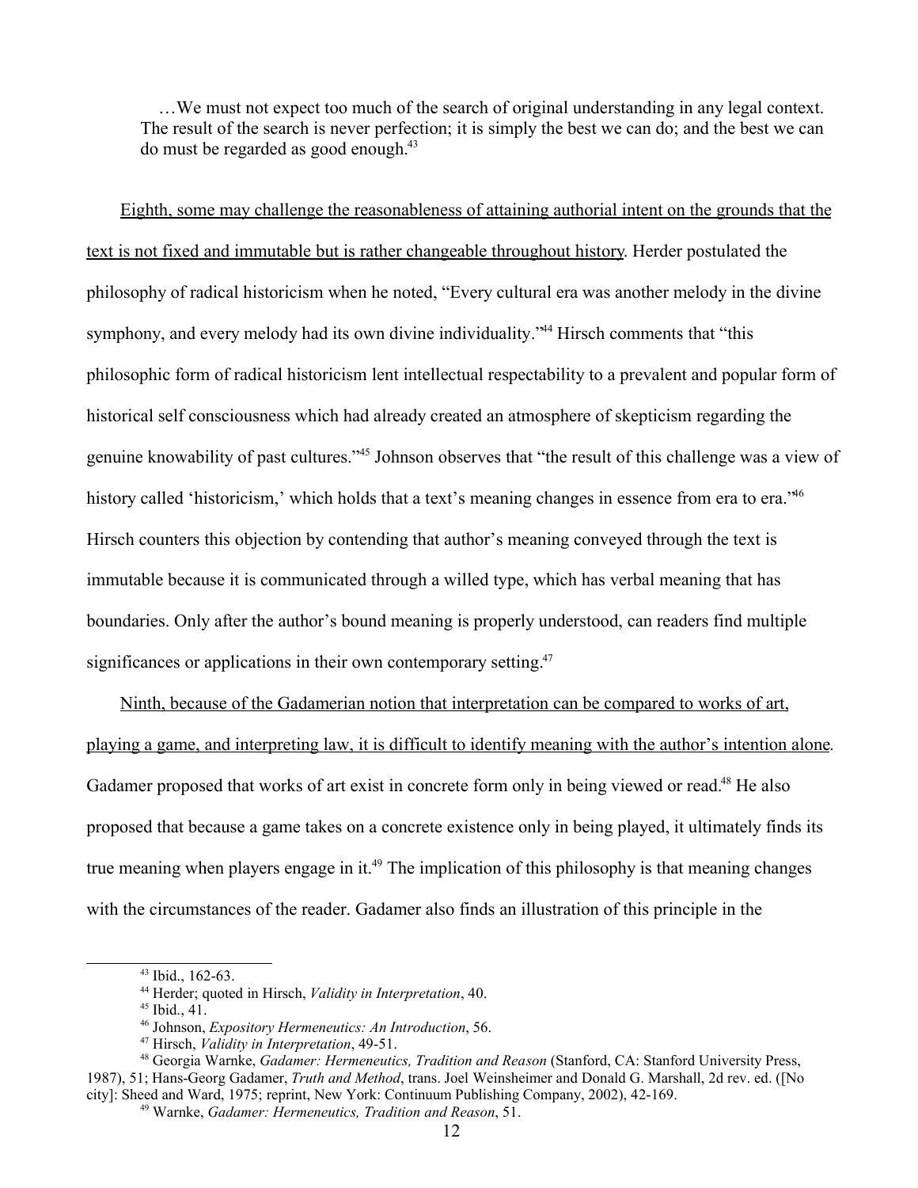…We must not expect too much of the search of original understanding in any legal context. The result of the search is never perfection; it is simply the best we can do; and the best we can do must be regarded as good enough.[43]

<u>Eighth, some may challenge the reasonableness of attaining authorial intent on the grounds that the text is not fixed and immutable but is rather changeable throughout history</u>. Herder postulated the philosophy of radical historicism when he noted, "Every cultural era was another melody in the divine symphony, and every melody had its own divine individuality."[44] Hirsch comments that "this philosophic form of radical historicism lent intellectual respectability to a prevalent and popular form of historical self consciousness which had already created an atmosphere of skepticism regarding the genuine knowability of past cultures."[45] Johnson observes that "the result of this challenge was a view of history called 'historicism,' which holds that a text's meaning changes in essence from era to era."[46] Hirsch counters this objection by contending that author's meaning conveyed through the text is immutable because it is communicated through a willed type, which has verbal meaning that has boundaries. Only after the author's bound meaning is properly understood, can readers find multiple significances or applications in their own contemporary setting.[47]

<u>Ninth, because of the Gadamerian notion that interpretation can be compared to works of art, playing a game, and interpreting law, it is difficult to identify meaning with the author's intention alone</u>. Gadamer proposed that works of art exist in concrete form only in being viewed or read.[48] He also proposed that because a game takes on a concrete existence only in being played, it ultimately finds its true meaning when players engage in it.[49] The implication of this philosophy is that meaning changes with the circumstances of the reader. Gadamer also finds an illustration of this principle in the

---

[43] Ibid., 162-63.

[44] Herder; quoted in Hirsch, *Validity in Interpretation*, 40.

[45] Ibid., 41.

[46] Johnson, *Expository Hermeneutics: An Introduction*, 56.

[47] Hirsch, *Validity in Interpretation*, 49-51.

[48] Georgia Warnke, *Gadamer: Hermeneutics, Tradition and Reason* (Stanford, CA: Stanford University Press, 1987), 51; Hans-Georg Gadamer, *Truth and Method*, trans. Joel Weinsheimer and Donald G. Marshall, 2d rev. ed. ([No city]: Sheed and Ward, 1975; reprint, New York: Continuum Publishing Company, 2002), 42-169.

[49] Warnke, *Gadamer: Hermeneutics, Tradition and Reason*, 51.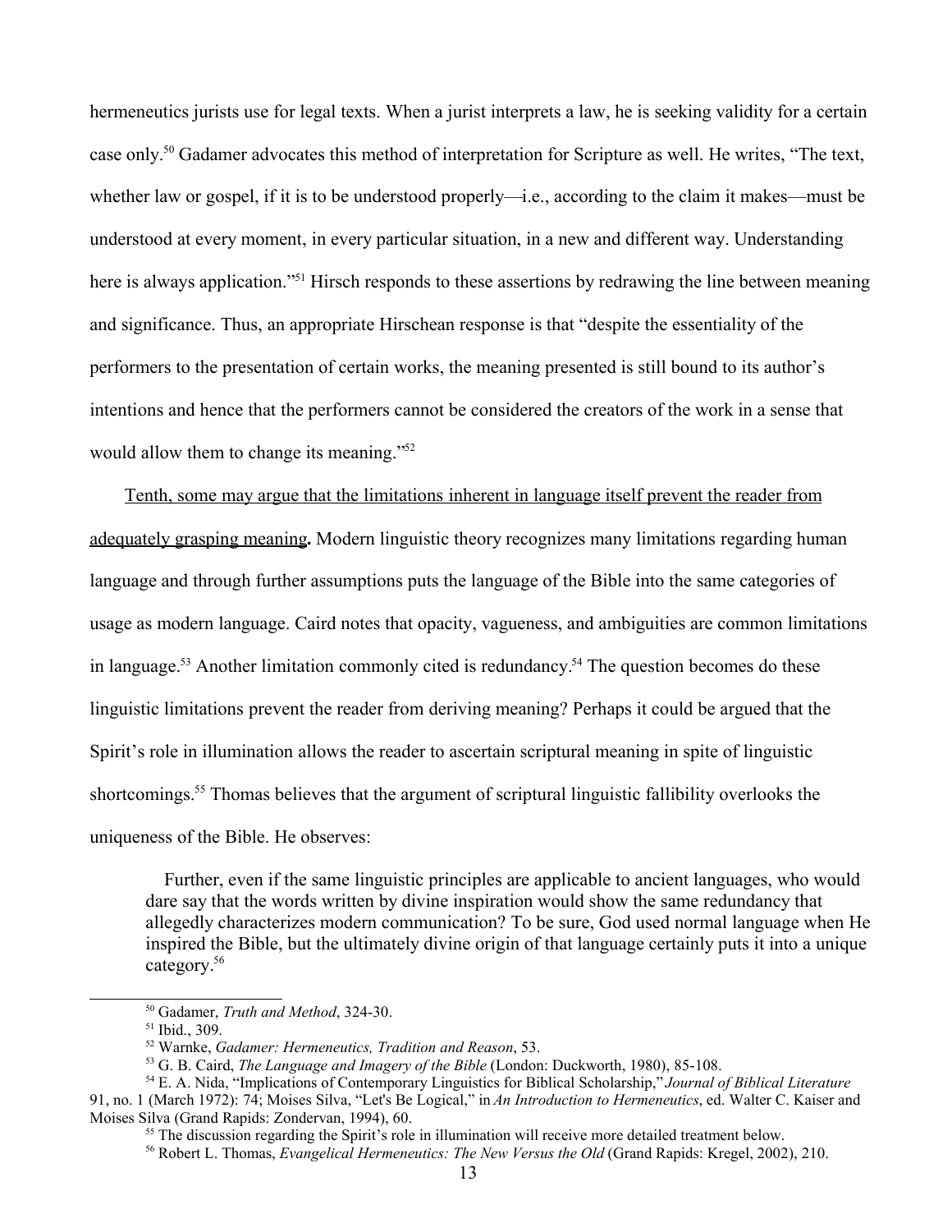hermeneutics jurists use for legal texts. When a jurist interprets a law, he is seeking validity for a certain case only.[50] Gadamer advocates this method of interpretation for Scripture as well. He writes, "The text, whether law or gospel, if it is to be understood properly—i.e., according to the claim it makes—must be understood at every moment, in every particular situation, in a new and different way. Understanding here is always application."[51] Hirsch responds to these assertions by redrawing the line between meaning and significance. Thus, an appropriate Hirschean response is that "despite the essentiality of the performers to the presentation of certain works, the meaning presented is still bound to its author's intentions and hence that the performers cannot be considered the creators of the work in a sense that would allow them to change its meaning."[52]

<u>Tenth, some may argue that the limitations inherent in language itself prevent the reader from adequately grasping meaning</u>**.** Modern linguistic theory recognizes many limitations regarding human language and through further assumptions puts the language of the Bible into the same categories of usage as modern language. Caird notes that opacity, vagueness, and ambiguities are common limitations in language.[53] Another limitation commonly cited is redundancy.[54] The question becomes do these linguistic limitations prevent the reader from deriving meaning? Perhaps it could be argued that the Spirit's role in illumination allows the reader to ascertain scriptural meaning in spite of linguistic shortcomings.[55] Thomas believes that the argument of scriptural linguistic fallibility overlooks the uniqueness of the Bible. He observes:

> Further, even if the same linguistic principles are applicable to ancient languages, who would dare say that the words written by divine inspiration would show the same redundancy that allegedly characterizes modern communication? To be sure, God used normal language when He inspired the Bible, but the ultimately divine origin of that language certainly puts it into a unique category.[56]

---

[50] Gadamer, *Truth and Method*, 324-30.

[51] Ibid., 309.

[52] Warnke, *Gadamer: Hermeneutics, Tradition and Reason*, 53.

[53] G. B. Caird, *The Language and Imagery of the Bible* (London: Duckworth, 1980), 85-108.

[54] E. A. Nida, "Implications of Contemporary Linguistics for Biblical Scholarship," *Journal of Biblical Literature* 91, no. 1 (March 1972): 74; Moises Silva, "Let's Be Logical," in *An Introduction to Hermeneutics*, ed. Walter C. Kaiser and Moises Silva (Grand Rapids: Zondervan, 1994), 60.

[55] The discussion regarding the Spirit's role in illumination will receive more detailed treatment below.

[56] Robert L. Thomas, *Evangelical Hermeneutics: The New Versus the Old* (Grand Rapids: Kregel, 2002), 210.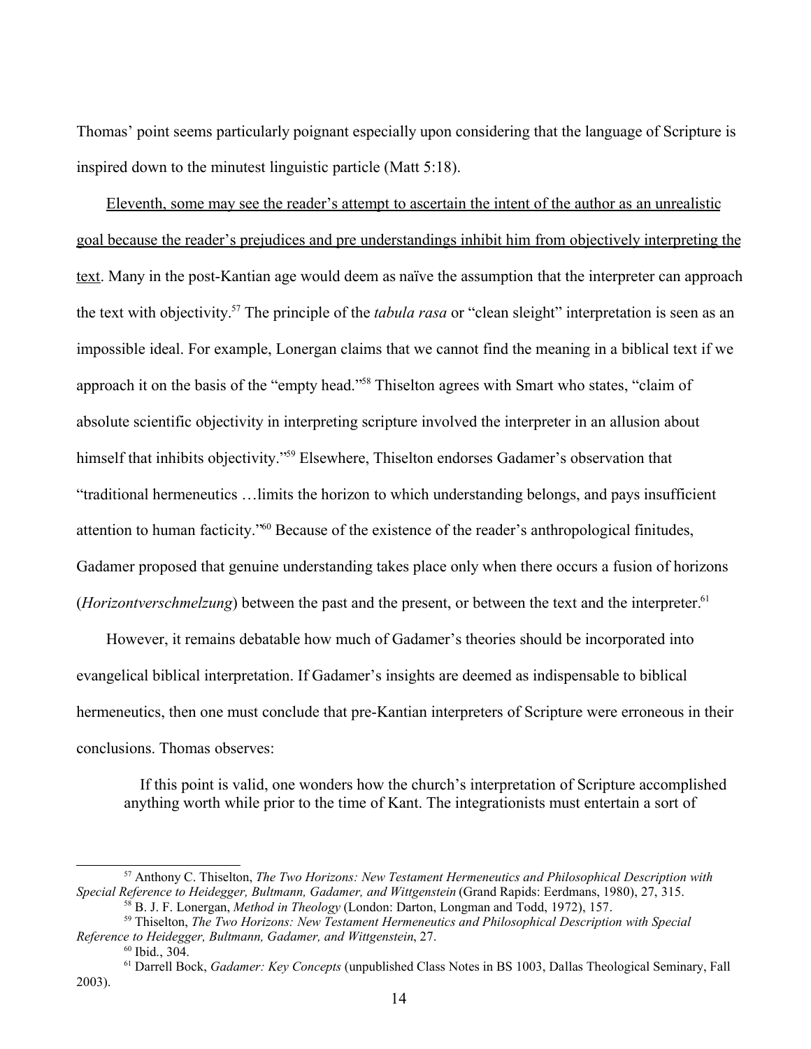Thomas' point seems particularly poignant especially upon considering that the language of Scripture is inspired down to the minutest linguistic particle (Matt 5:18).

<u>Eleventh, some may see the reader's attempt to ascertain the intent of the author as an unrealistic goal because the reader's prejudices and pre understandings inhibit him from objectively interpreting the text</u>. Many in the post-Kantian age would deem as naïve the assumption that the interpreter can approach the text with objectivity.[57] The principle of the *tabula rasa* or "clean sleight" interpretation is seen as an impossible ideal. For example, Lonergan claims that we cannot find the meaning in a biblical text if we approach it on the basis of the "empty head."[58] Thiselton agrees with Smart who states, "claim of absolute scientific objectivity in interpreting scripture involved the interpreter in an allusion about himself that inhibits objectivity."[59] Elsewhere, Thiselton endorses Gadamer's observation that "traditional hermeneutics …limits the horizon to which understanding belongs, and pays insufficient attention to human facticity."[60] Because of the existence of the reader's anthropological finitudes, Gadamer proposed that genuine understanding takes place only when there occurs a fusion of horizons (*Horizontverschmelzung*) between the past and the present, or between the text and the interpreter.[61]

However, it remains debatable how much of Gadamer's theories should be incorporated into evangelical biblical interpretation. If Gadamer's insights are deemed as indispensable to biblical hermeneutics, then one must conclude that pre-Kantian interpreters of Scripture were erroneous in their conclusions. Thomas observes:

> If this point is valid, one wonders how the church's interpretation of Scripture accomplished anything worth while prior to the time of Kant. The integrationists must entertain a sort of

[57] Anthony C. Thiselton, *The Two Horizons: New Testament Hermeneutics and Philosophical Description with Special Reference to Heidegger, Bultmann, Gadamer, and Wittgenstein* (Grand Rapids: Eerdmans, 1980), 27, 315.

[58] B. J. F. Lonergan, *Method in Theology* (London: Darton, Longman and Todd, 1972), 157.

[59] Thiselton, *The Two Horizons: New Testament Hermeneutics and Philosophical Description with Special Reference to Heidegger, Bultmann, Gadamer, and Wittgenstein*, 27.

[60] Ibid., 304.

[61] Darrell Bock, *Gadamer: Key Concepts* (unpublished Class Notes in BS 1003, Dallas Theological Seminary, Fall 2003).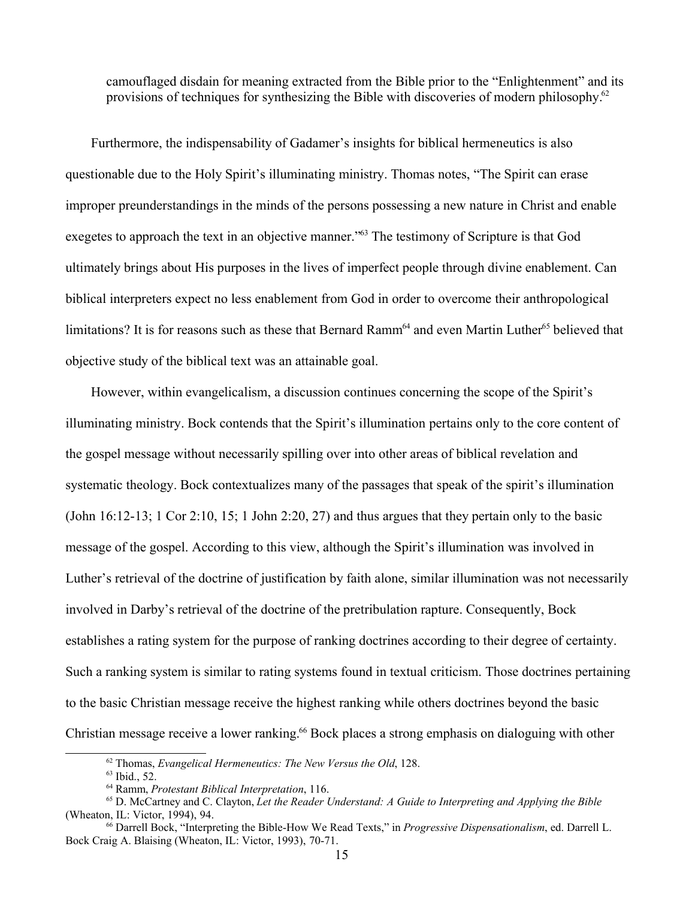> camouflaged disdain for meaning extracted from the Bible prior to the "Enlightenment" and its provisions of techniques for synthesizing the Bible with discoveries of modern philosophy.[62]

Furthermore, the indispensability of Gadamer's insights for biblical hermeneutics is also questionable due to the Holy Spirit's illuminating ministry. Thomas notes, "The Spirit can erase improper preunderstandings in the minds of the persons possessing a new nature in Christ and enable exegetes to approach the text in an objective manner."[63] The testimony of Scripture is that God ultimately brings about His purposes in the lives of imperfect people through divine enablement. Can biblical interpreters expect no less enablement from God in order to overcome their anthropological limitations? It is for reasons such as these that Bernard Ramm[64] and even Martin Luther[65] believed that objective study of the biblical text was an attainable goal.

However, within evangelicalism, a discussion continues concerning the scope of the Spirit's illuminating ministry. Bock contends that the Spirit's illumination pertains only to the core content of the gospel message without necessarily spilling over into other areas of biblical revelation and systematic theology. Bock contextualizes many of the passages that speak of the spirit's illumination (John 16:12-13; 1 Cor 2:10, 15; 1 John 2:20, 27) and thus argues that they pertain only to the basic message of the gospel. According to this view, although the Spirit's illumination was involved in Luther's retrieval of the doctrine of justification by faith alone, similar illumination was not necessarily involved in Darby's retrieval of the doctrine of the pretribulation rapture. Consequently, Bock establishes a rating system for the purpose of ranking doctrines according to their degree of certainty. Such a ranking system is similar to rating systems found in textual criticism. Those doctrines pertaining to the basic Christian message receive the highest ranking while others doctrines beyond the basic Christian message receive a lower ranking.[66] Bock places a strong emphasis on dialoguing with other

---

[62] Thomas, *Evangelical Hermeneutics: The New Versus the Old*, 128.

[63] Ibid., 52.

[64] Ramm, *Protestant Biblical Interpretation*, 116.

[65] D. McCartney and C. Clayton, *Let the Reader Understand: A Guide to Interpreting and Applying the Bible* (Wheaton, IL: Victor, 1994), 94.

[66] Darrell Bock, "Interpreting the Bible-How We Read Texts," in *Progressive Dispensationalism*, ed. Darrell L. Bock Craig A. Blaising (Wheaton, IL: Victor, 1993), 70-71.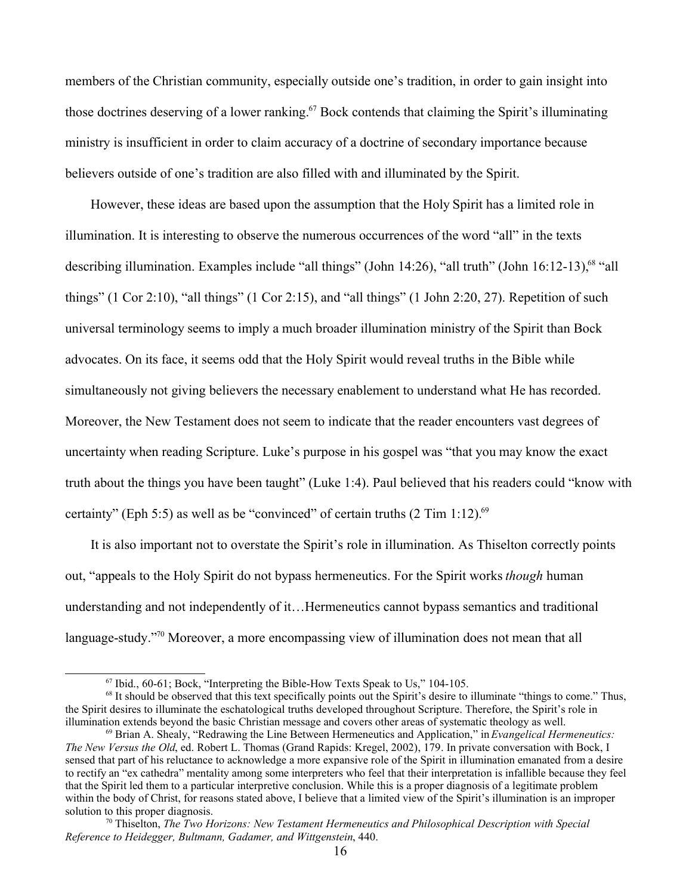members of the Christian community, especially outside one's tradition, in order to gain insight into those doctrines deserving of a lower ranking.[67] Bock contends that claiming the Spirit's illuminating ministry is insufficient in order to claim accuracy of a doctrine of secondary importance because believers outside of one's tradition are also filled with and illuminated by the Spirit.

However, these ideas are based upon the assumption that the Holy Spirit has a limited role in illumination. It is interesting to observe the numerous occurrences of the word "all" in the texts describing illumination. Examples include "all things" (John 14:26), "all truth" (John 16:12-13),[68] "all things" (1 Cor 2:10), "all things" (1 Cor 2:15), and "all things" (1 John 2:20, 27). Repetition of such universal terminology seems to imply a much broader illumination ministry of the Spirit than Bock advocates. On its face, it seems odd that the Holy Spirit would reveal truths in the Bible while simultaneously not giving believers the necessary enablement to understand what He has recorded. Moreover, the New Testament does not seem to indicate that the reader encounters vast degrees of uncertainty when reading Scripture. Luke's purpose in his gospel was "that you may know the exact truth about the things you have been taught" (Luke 1:4). Paul believed that his readers could "know with certainty" (Eph 5:5) as well as be "convinced" of certain truths (2 Tim 1:12).[69]

It is also important not to overstate the Spirit's role in illumination. As Thiselton correctly points out, "appeals to the Holy Spirit do not bypass hermeneutics. For the Spirit works *though* human understanding and not independently of it…Hermeneutics cannot bypass semantics and traditional language-study."[70] Moreover, a more encompassing view of illumination does not mean that all

---

[67] Ibid., 60-61; Bock, "Interpreting the Bible-How Texts Speak to Us," 104-105.

[68] It should be observed that this text specifically points out the Spirit's desire to illuminate "things to come." Thus, the Spirit desires to illuminate the eschatological truths developed throughout Scripture. Therefore, the Spirit's role in illumination extends beyond the basic Christian message and covers other areas of systematic theology as well.

[69] Brian A. Shealy, "Redrawing the Line Between Hermeneutics and Application," in *Evangelical Hermeneutics: The New Versus the Old*, ed. Robert L. Thomas (Grand Rapids: Kregel, 2002), 179. In private conversation with Bock, I sensed that part of his reluctance to acknowledge a more expansive role of the Spirit in illumination emanated from a desire to rectify an "ex cathedra" mentality among some interpreters who feel that their interpretation is infallible because they feel that the Spirit led them to a particular interpretive conclusion. While this is a proper diagnosis of a legitimate problem within the body of Christ, for reasons stated above, I believe that a limited view of the Spirit's illumination is an improper solution to this proper diagnosis.

[70] Thiselton, *The Two Horizons: New Testament Hermeneutics and Philosophical Description with Special Reference to Heidegger, Bultmann, Gadamer, and Wittgenstein*, 440.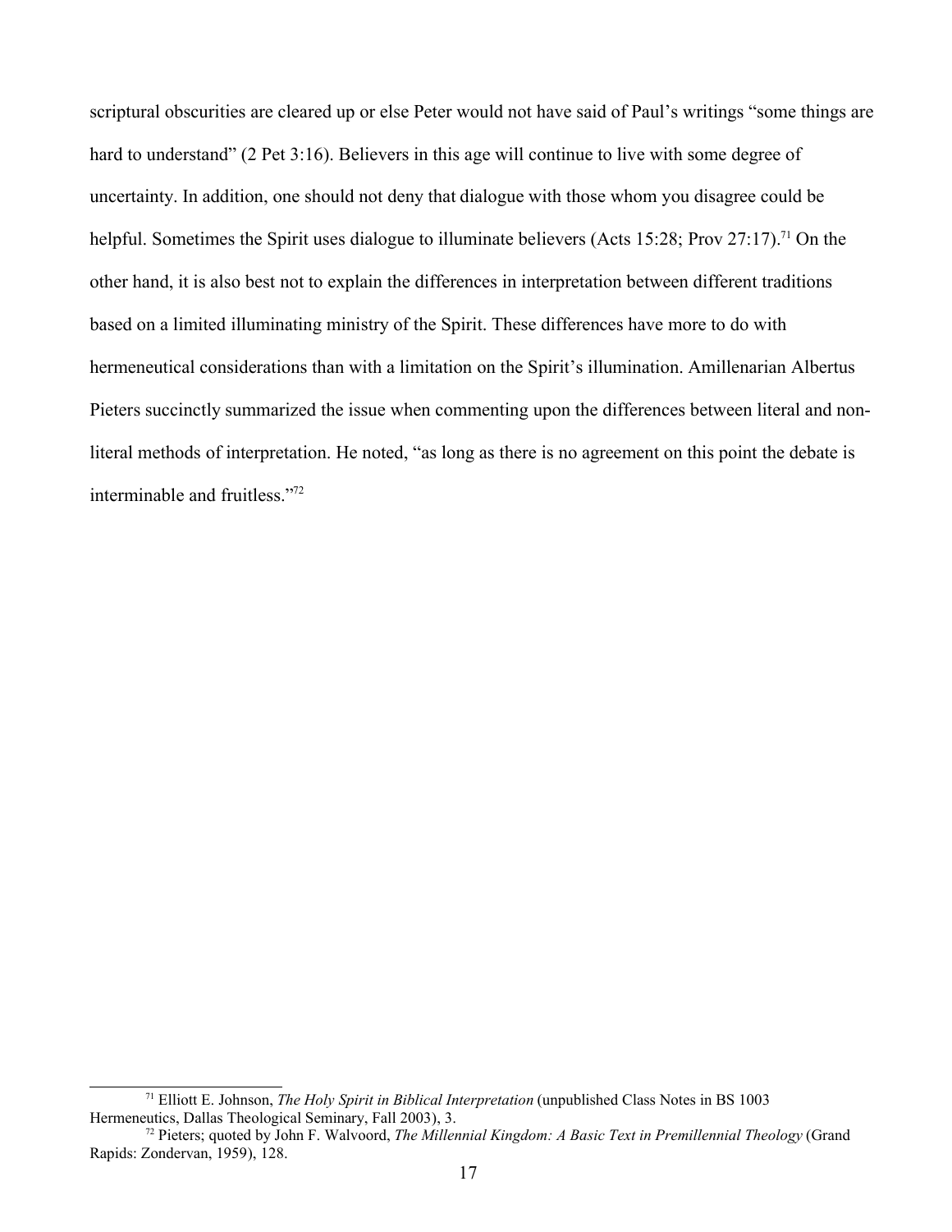scriptural obscurities are cleared up or else Peter would not have said of Paul's writings "some things are hard to understand" (2 Pet 3:16). Believers in this age will continue to live with some degree of uncertainty. In addition, one should not deny that dialogue with those whom you disagree could be helpful. Sometimes the Spirit uses dialogue to illuminate believers (Acts 15:28; Prov 27:17).[71] On the other hand, it is also best not to explain the differences in interpretation between different traditions based on a limited illuminating ministry of the Spirit. These differences have more to do with hermeneutical considerations than with a limitation on the Spirit's illumination. Amillenarian Albertus Pieters succinctly summarized the issue when commenting upon the differences between literal and non-literal methods of interpretation. He noted, "as long as there is no agreement on this point the debate is interminable and fruitless."[72]

---

[71] Elliott E. Johnson, *The Holy Spirit in Biblical Interpretation* (unpublished Class Notes in BS 1003 Hermeneutics, Dallas Theological Seminary, Fall 2003), 3.

[72] Pieters; quoted by John F. Walvoord, *The Millennial Kingdom: A Basic Text in Premillennial Theology* (Grand Rapids: Zondervan, 1959), 128.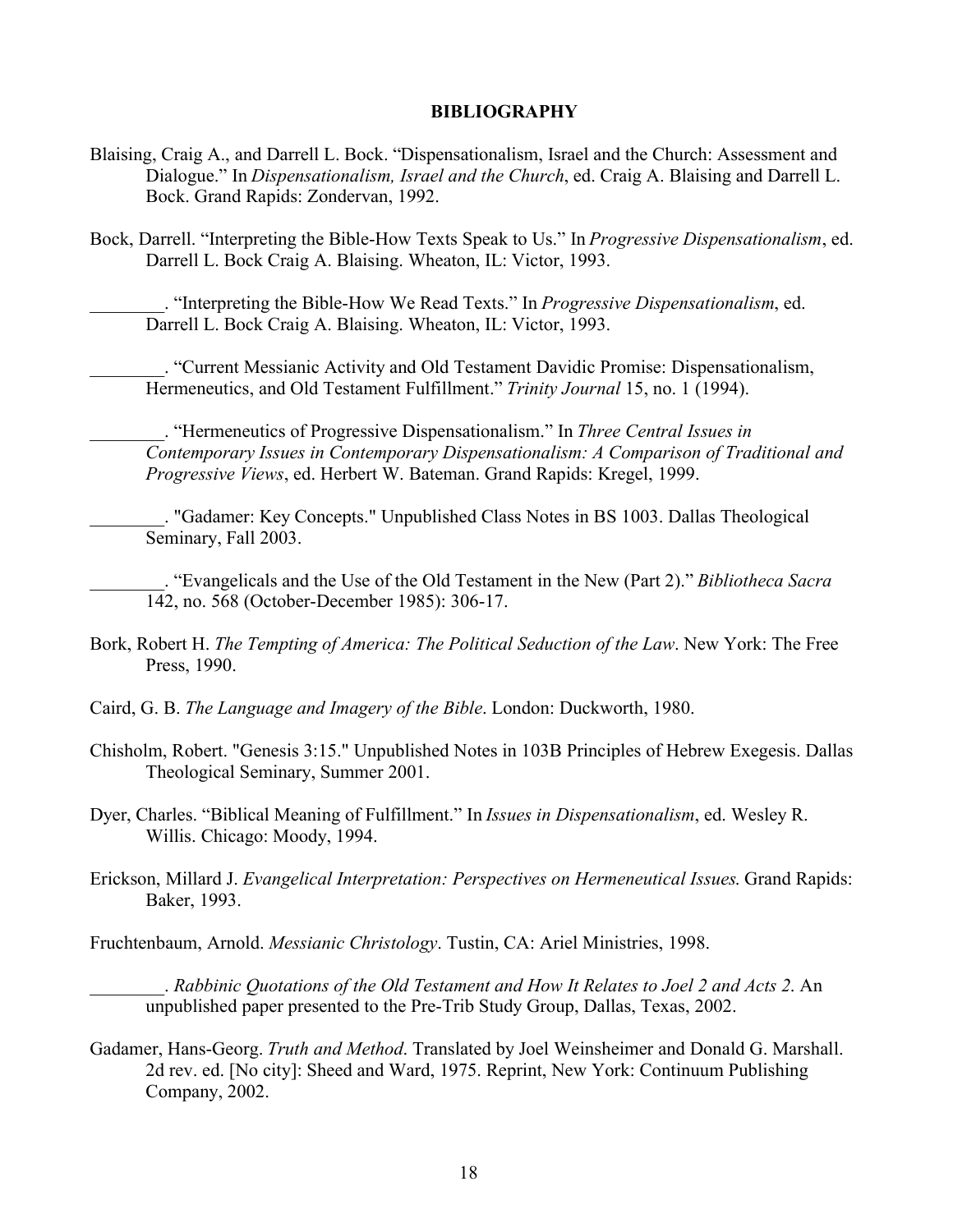**BIBLIOGRAPHY**

Blaising, Craig A., and Darrell L. Bock. "Dispensationalism, Israel and the Church: Assessment and Dialogue." In *Dispensationalism, Israel and the Church*, ed. Craig A. Blaising and Darrell L. Bock. Grand Rapids: Zondervan, 1992.

Bock, Darrell. "Interpreting the Bible-How Texts Speak to Us." In *Progressive Dispensationalism*, ed. Darrell L. Bock Craig A. Blaising. Wheaton, IL: Victor, 1993.

________. "Interpreting the Bible-How We Read Texts." In *Progressive Dispensationalism*, ed. Darrell L. Bock Craig A. Blaising. Wheaton, IL: Victor, 1993.

________. "Current Messianic Activity and Old Testament Davidic Promise: Dispensationalism, Hermeneutics, and Old Testament Fulfillment." *Trinity Journal* 15, no. 1 (1994).

________. "Hermeneutics of Progressive Dispensationalism." In *Three Central Issues in Contemporary Issues in Contemporary Dispensationalism: A Comparison of Traditional and Progressive Views*, ed. Herbert W. Bateman. Grand Rapids: Kregel, 1999.

________. "Gadamer: Key Concepts." Unpublished Class Notes in BS 1003. Dallas Theological Seminary, Fall 2003.

________. "Evangelicals and the Use of the Old Testament in the New (Part 2)." *Bibliotheca Sacra* 142, no. 568 (October-December 1985): 306-17.

Bork, Robert H. *The Tempting of America: The Political Seduction of the Law*. New York: The Free Press, 1990.

Caird, G. B. *The Language and Imagery of the Bible*. London: Duckworth, 1980.

Chisholm, Robert. "Genesis 3:15." Unpublished Notes in 103B Principles of Hebrew Exegesis. Dallas Theological Seminary, Summer 2001.

Dyer, Charles. "Biblical Meaning of Fulfillment." In *Issues in Dispensationalism*, ed. Wesley R. Willis. Chicago: Moody, 1994.

Erickson, Millard J. *Evangelical Interpretation: Perspectives on Hermeneutical Issues.* Grand Rapids: Baker, 1993.

Fruchtenbaum, Arnold. *Messianic Christology*. Tustin, CA: Ariel Ministries, 1998.

________. *Rabbinic Quotations of the Old Testament and How It Relates to Joel 2 and Acts 2*. An unpublished paper presented to the Pre-Trib Study Group, Dallas, Texas, 2002.

Gadamer, Hans-Georg. *Truth and Method*. Translated by Joel Weinsheimer and Donald G. Marshall. 2d rev. ed. [No city]: Sheed and Ward, 1975. Reprint, New York: Continuum Publishing Company, 2002.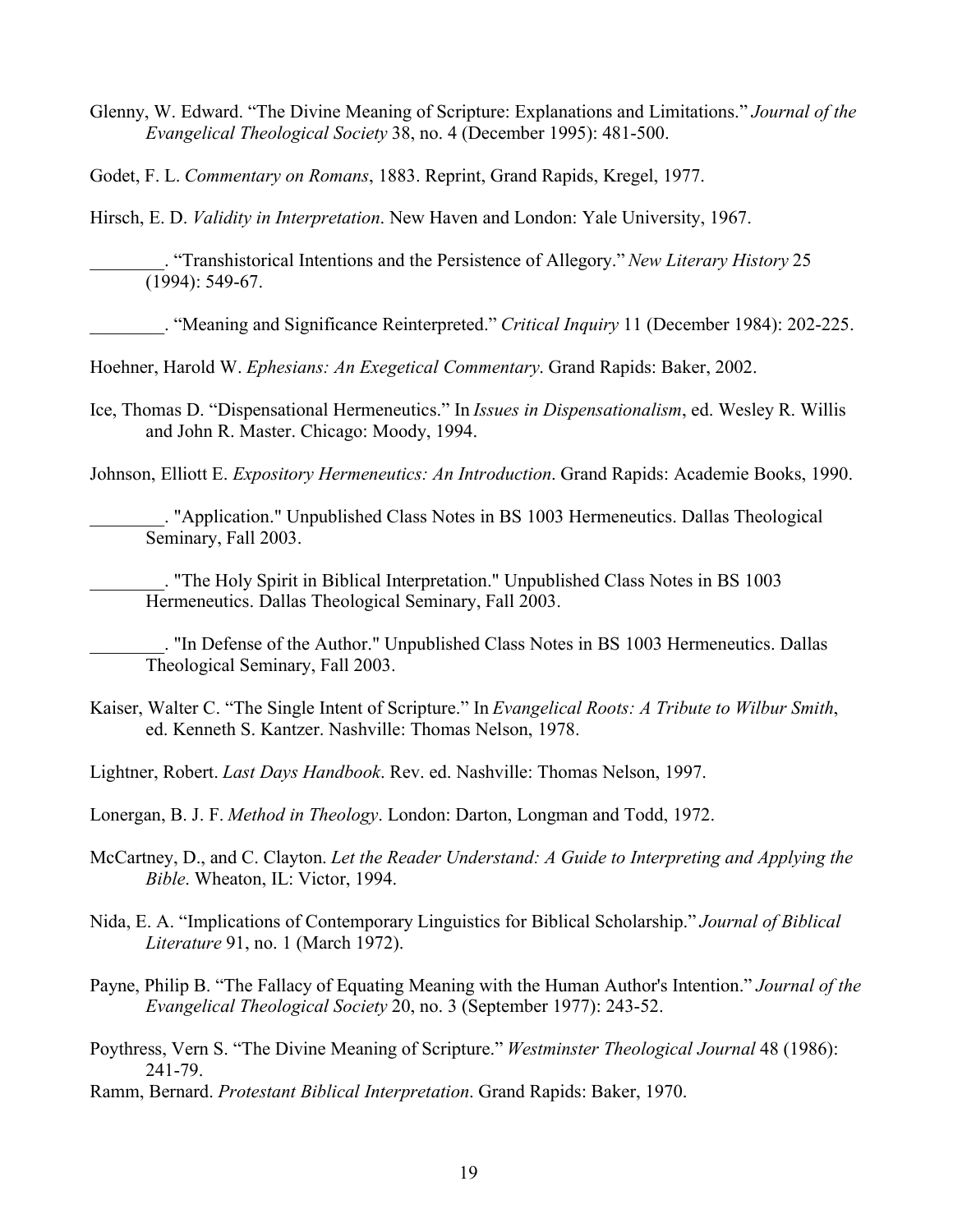Glenny, W. Edward. “The Divine Meaning of Scripture: Explanations and Limitations.” *Journal of the Evangelical Theological Society* 38, no. 4 (December 1995): 481-500.

Godet, F. L. *Commentary on Romans*, 1883. Reprint, Grand Rapids, Kregel, 1977.

Hirsch, E. D. *Validity in Interpretation*. New Haven and London: Yale University, 1967.

________. “Transhistorical Intentions and the Persistence of Allegory.” *New Literary History* 25 (1994): 549-67.

________. “Meaning and Significance Reinterpreted.” *Critical Inquiry* 11 (December 1984): 202-225.

Hoehner, Harold W. *Ephesians: An Exegetical Commentary*. Grand Rapids: Baker, 2002.

Ice, Thomas D. “Dispensational Hermeneutics.” In *Issues in Dispensationalism*, ed. Wesley R. Willis and John R. Master. Chicago: Moody, 1994.

Johnson, Elliott E. *Expository Hermeneutics: An Introduction*. Grand Rapids: Academie Books, 1990.

________. "Application." Unpublished Class Notes in BS 1003 Hermeneutics. Dallas Theological Seminary, Fall 2003.

________. "The Holy Spirit in Biblical Interpretation." Unpublished Class Notes in BS 1003 Hermeneutics. Dallas Theological Seminary, Fall 2003.

________. "In Defense of the Author." Unpublished Class Notes in BS 1003 Hermeneutics. Dallas Theological Seminary, Fall 2003.

Kaiser, Walter C. “The Single Intent of Scripture.” In *Evangelical Roots: A Tribute to Wilbur Smith*, ed. Kenneth S. Kantzer. Nashville: Thomas Nelson, 1978.

Lightner, Robert. *Last Days Handbook*. Rev. ed. Nashville: Thomas Nelson, 1997.

Lonergan, B. J. F. *Method in Theology*. London: Darton, Longman and Todd, 1972.

McCartney, D., and C. Clayton. *Let the Reader Understand: A Guide to Interpreting and Applying the Bible*. Wheaton, IL: Victor, 1994.

Nida, E. A. “Implications of Contemporary Linguistics for Biblical Scholarship.” *Journal of Biblical Literature* 91, no. 1 (March 1972).

Payne, Philip B. “The Fallacy of Equating Meaning with the Human Author's Intention.” *Journal of the Evangelical Theological Society* 20, no. 3 (September 1977): 243-52.

Poythress, Vern S. “The Divine Meaning of Scripture.” *Westminster Theological Journal* 48 (1986): 241-79.

Ramm, Bernard. *Protestant Biblical Interpretation*. Grand Rapids: Baker, 1970.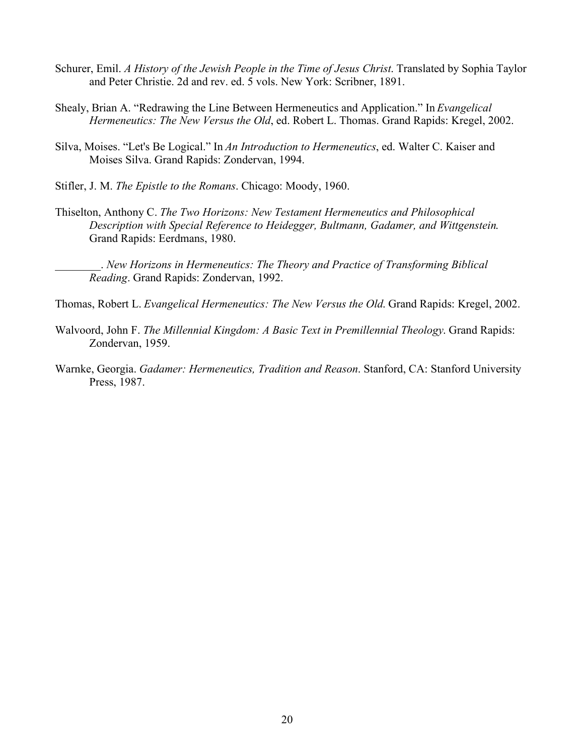Schurer, Emil. *A History of the Jewish People in the Time of Jesus Christ*. Translated by Sophia Taylor and Peter Christie. 2d and rev. ed. 5 vols. New York: Scribner, 1891.

Shealy, Brian A. "Redrawing the Line Between Hermeneutics and Application." In *Evangelical Hermeneutics: The New Versus the Old*, ed. Robert L. Thomas. Grand Rapids: Kregel, 2002.

Silva, Moises. "Let's Be Logical." In *An Introduction to Hermeneutics*, ed. Walter C. Kaiser and Moises Silva. Grand Rapids: Zondervan, 1994.

Stifler, J. M. *The Epistle to the Romans*. Chicago: Moody, 1960.

Thiselton, Anthony C. *The Two Horizons: New Testament Hermeneutics and Philosophical Description with Special Reference to Heidegger, Bultmann, Gadamer, and Wittgenstein.* Grand Rapids: Eerdmans, 1980.

________. *New Horizons in Hermeneutics: The Theory and Practice of Transforming Biblical Reading*. Grand Rapids: Zondervan, 1992.

Thomas, Robert L. *Evangelical Hermeneutics: The New Versus the Old.* Grand Rapids: Kregel, 2002.

Walvoord, John F. *The Millennial Kingdom: A Basic Text in Premillennial Theology*. Grand Rapids: Zondervan, 1959.

Warnke, Georgia. *Gadamer: Hermeneutics, Tradition and Reason*. Stanford, CA: Stanford University Press, 1987.